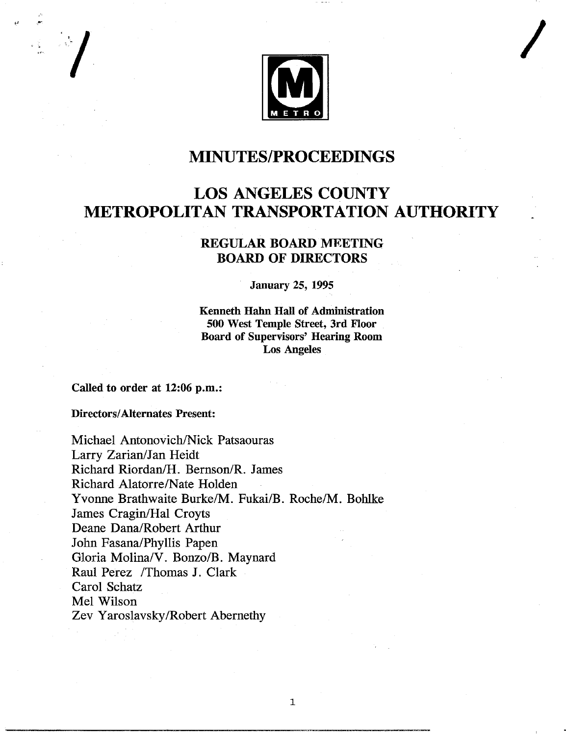# MINUTES/PROCEEDINGS

# LOS ANGELES COUNTY METROPOLITAN TRANSPORTATION AUTHORITY

## REGULAR BOARD MEETING BOARD OF DIRECTORS

**January 25, 1995**

**Kenneth Hahn Hall of Administration**
**500 West Temple Street, 3rd Floor**
**Board of Supervisors' Hearing Room**
**Los Angeles**

**Called to order at 12:06 p.m.:**

**Directors/Alternates Present:**

Michael Antonovich/Nick Patsaouras
Larry Zarian/Jan Heidt
Richard Riordan/H. Bernson/R. James
Richard Alatorre/Nate Holden
Yvonne Brathwaite Burke/M. Fukai/B. Roche/M. Bohlke
James Cragin/Hal Croyts
Deane Dana/Robert Arthur
John Fasana/Phyllis Papen
Gloria Molina/V. Bonzo/B. Maynard
Raul Perez /Thomas J. Clark
Carol Schatz
Mel Wilson
Zev Yaroslavsky/Robert Abernethy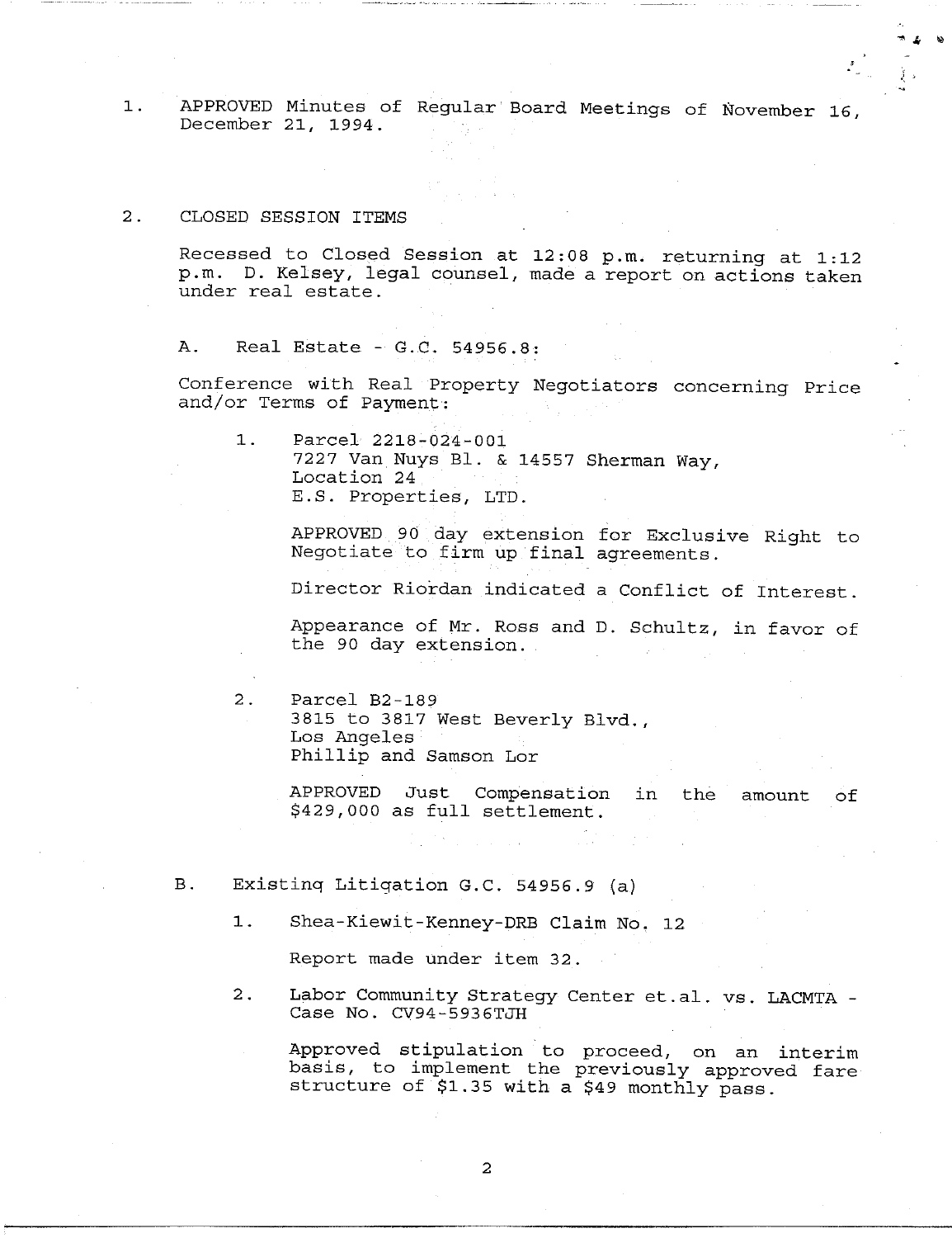1. APPROVED Minutes of Regular Board Meetings of November 16, December 21, 1994.

2. CLOSED SESSION ITEMS

   Recessed to Closed Session at 12:08 p.m. returning at 1:12 p.m. D. Kelsey, legal counsel, made a report on actions taken under real estate.

   A. Real Estate - G.C. 54956.8:

   Conference with Real Property Negotiators concerning Price and/or Terms of Payment:

   1. Parcel 2218-024-001
      7227 Van Nuys Bl. & 14557 Sherman Way,
      Location 24
      E.S. Properties, LTD.

      APPROVED 90 day extension for Exclusive Right to Negotiate to firm up final agreements.

      Director Riordan indicated a Conflict of Interest.

      Appearance of Mr. Ross and D. Schultz, in favor of the 90 day extension.

   2. Parcel B2-189
      3815 to 3817 West Beverly Blvd.,
      Los Angeles
      Phillip and Samson Lor

      APPROVED Just Compensation in the amount of $429,000 as full settlement.

   B. Existing Litigation G.C. 54956.9 (a)

   1. Shea-Kiewit-Kenney-DRB Claim No. 12

      Report made under item 32.

   2. Labor Community Strategy Center et.al. vs. LACMTA - Case No. CV94-5936TJH

      Approved stipulation to proceed, on an interim basis, to implement the previously approved fare structure of $1.35 with a $49 monthly pass.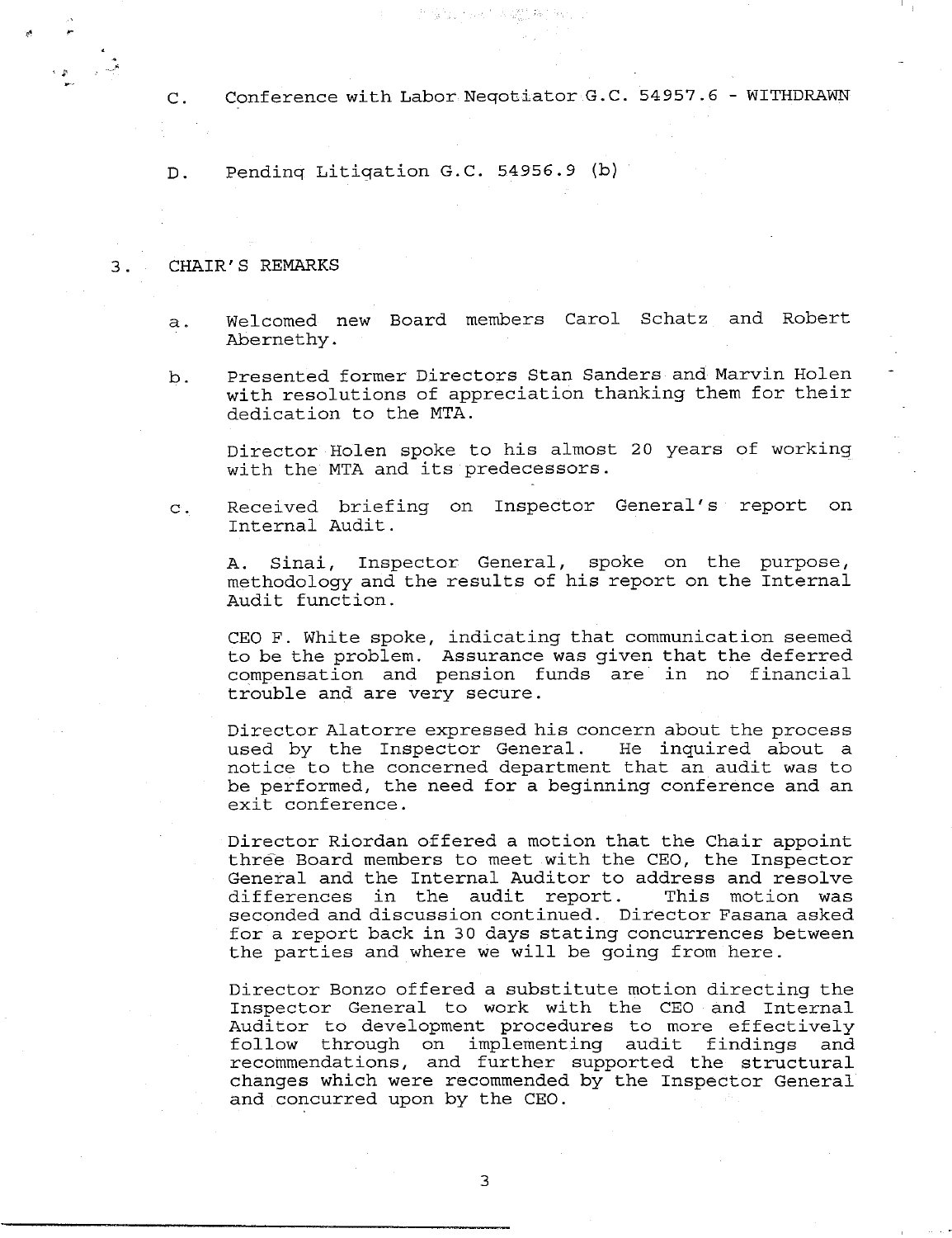C. Conference with Labor Negotiator G.C. 54957.6 - WITHDRAWN

D. Pending Litigation G.C. 54956.9 (b)

3. CHAIR'S REMARKS

a. Welcomed new Board members Carol Schatz and Robert Abernethy.

b. Presented former Directors Stan Sanders and Marvin Holen with resolutions of appreciation thanking them for their dedication to the MTA.

   Director Holen spoke to his almost 20 years of working with the MTA and its predecessors.

c. Received briefing on Inspector General's report on Internal Audit.

   A. Sinai, Inspector General, spoke on the purpose, methodology and the results of his report on the Internal Audit function.

   CEO F. White spoke, indicating that communication seemed to be the problem. Assurance was given that the deferred compensation and pension funds are in no financial trouble and are very secure.

   Director Alatorre expressed his concern about the process used by the Inspector General. He inquired about a notice to the concerned department that an audit was to be performed, the need for a beginning conference and an exit conference.

   Director Riordan offered a motion that the Chair appoint three Board members to meet with the CEO, the Inspector General and the Internal Auditor to address and resolve differences in the audit report. This motion was seconded and discussion continued. Director Fasana asked for a report back in 30 days stating concurrences between the parties and where we will be going from here.

   Director Bonzo offered a substitute motion directing the Inspector General to work with the CEO and Internal Auditor to development procedures to more effectively follow through on implementing audit findings and recommendations, and further supported the structural changes which were recommended by the Inspector General and concurred upon by the CEO.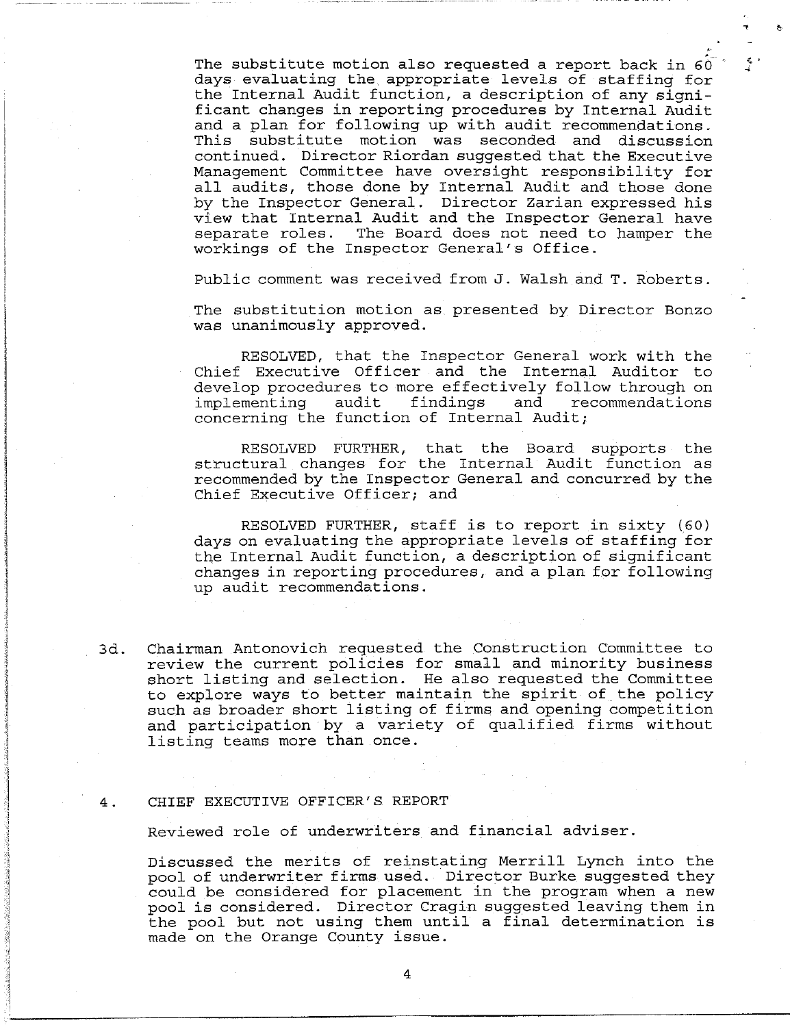The substitute motion also requested a report back in 60 days evaluating the appropriate levels of staffing for the Internal Audit function, a description of any significant changes in reporting procedures by Internal Audit and a plan for following up with audit recommendations. This substitute motion was seconded and discussion continued. Director Riordan suggested that the Executive Management Committee have oversight responsibility for all audits, those done by Internal Audit and those done by the Inspector General. Director Zarian expressed his view that Internal Audit and the Inspector General have separate roles. The Board does not need to hamper the workings of the Inspector General's Office.

Public comment was received from J. Walsh and T. Roberts.

The substitution motion as presented by Director Bonzo was unanimously approved.

RESOLVED, that the Inspector General work with the Chief Executive Officer and the Internal Auditor to develop procedures to more effectively follow through on implementing audit findings and recommendations concerning the function of Internal Audit;

RESOLVED FURTHER, that the Board supports the structural changes for the Internal Audit function as recommended by the Inspector General and concurred by the Chief Executive Officer; and

RESOLVED FURTHER, staff is to report in sixty (60) days on evaluating the appropriate levels of staffing for the Internal Audit function, a description of significant changes in reporting procedures, and a plan for following up audit recommendations.

3d. Chairman Antonovich requested the Construction Committee to review the current policies for small and minority business short listing and selection. He also requested the Committee to explore ways to better maintain the spirit of the policy such as broader short listing of firms and opening competition and participation by a variety of qualified firms without listing teams more than once.

4. CHIEF EXECUTIVE OFFICER'S REPORT

Reviewed role of underwriters and financial adviser.

Discussed the merits of reinstating Merrill Lynch into the pool of underwriter firms used. Director Burke suggested they could be considered for placement in the program when a new pool is considered. Director Cragin suggested leaving them in the pool but not using them until a final determination is made on the Orange County issue.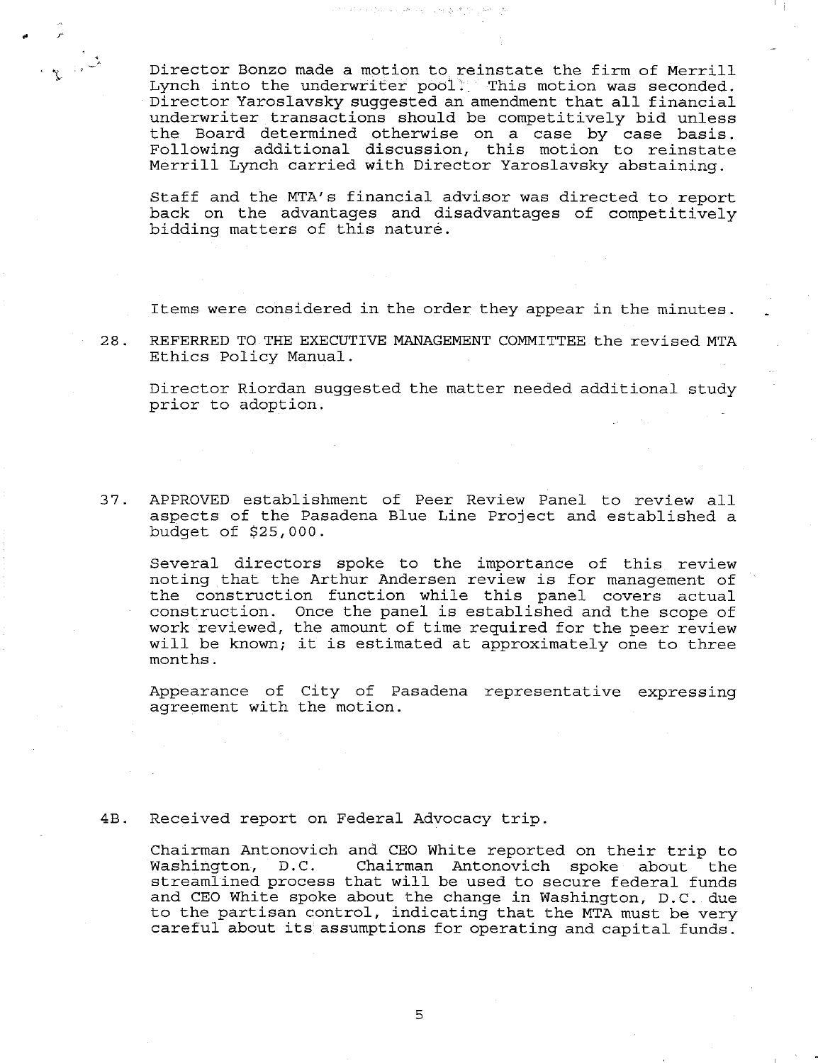Director Bonzo made a motion to reinstate the firm of Merrill Lynch into the underwriter pool. This motion was seconded. Director Yaroslavsky suggested an amendment that all financial underwriter transactions should be competitively bid unless the Board determined otherwise on a case by case basis. Following additional discussion, this motion to reinstate Merrill Lynch carried with Director Yaroslavsky abstaining.

Staff and the MTA's financial advisor was directed to report back on the advantages and disadvantages of competitively bidding matters of this nature.

Items were considered in the order they appear in the minutes.

28. REFERRED TO THE EXECUTIVE MANAGEMENT COMMITTEE the revised MTA Ethics Policy Manual.

    Director Riordan suggested the matter needed additional study prior to adoption.

37. APPROVED establishment of Peer Review Panel to review all aspects of the Pasadena Blue Line Project and established a budget of $25,000.

    Several directors spoke to the importance of this review noting that the Arthur Andersen review is for management of the construction function while this panel covers actual construction. Once the panel is established and the scope of work reviewed, the amount of time required for the peer review will be known; it is estimated at approximately one to three months.

    Appearance of City of Pasadena representative expressing agreement with the motion.

4B. Received report on Federal Advocacy trip.

    Chairman Antonovich and CEO White reported on their trip to Washington, D.C. Chairman Antonovich spoke about the streamlined process that will be used to secure federal funds and CEO White spoke about the change in Washington, D.C. due to the partisan control, indicating that the MTA must be very careful about its assumptions for operating and capital funds.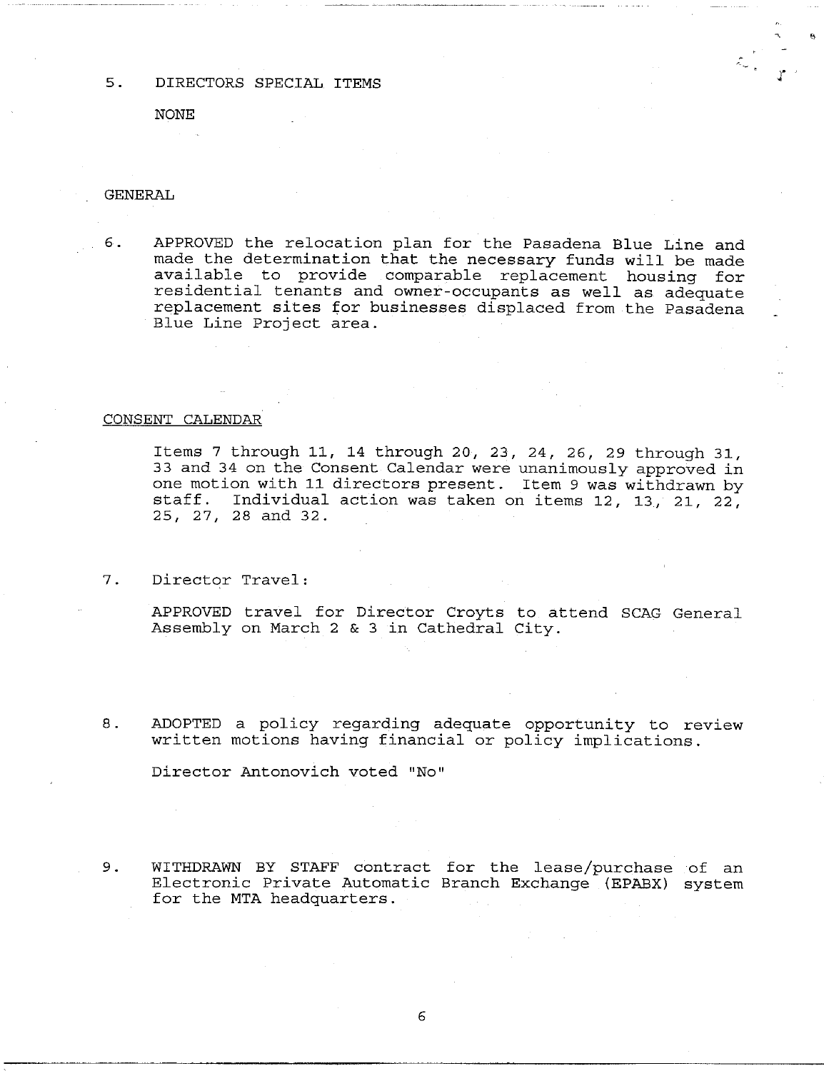5. DIRECTORS SPECIAL ITEMS

NONE

GENERAL

6. APPROVED the relocation plan for the Pasadena Blue Line and made the determination that the necessary funds will be made available to provide comparable replacement housing for residential tenants and owner-occupants as well as adequate replacement sites for businesses displaced from the Pasadena Blue Line Project area.

CONSENT CALENDAR

Items 7 through 11, 14 through 20, 23, 24, 26, 29 through 31, 33 and 34 on the Consent Calendar were unanimously approved in one motion with 11 directors present. Item 9 was withdrawn by staff. Individual action was taken on items 12, 13, 21, 22, 25, 27, 28 and 32.

7. Director Travel:

APPROVED travel for Director Croyts to attend SCAG General Assembly on March 2 & 3 in Cathedral City.

8. ADOPTED a policy regarding adequate opportunity to review written motions having financial or policy implications.

Director Antonovich voted "No"

9. WITHDRAWN BY STAFF contract for the lease/purchase of an Electronic Private Automatic Branch Exchange (EPABX) system for the MTA headquarters.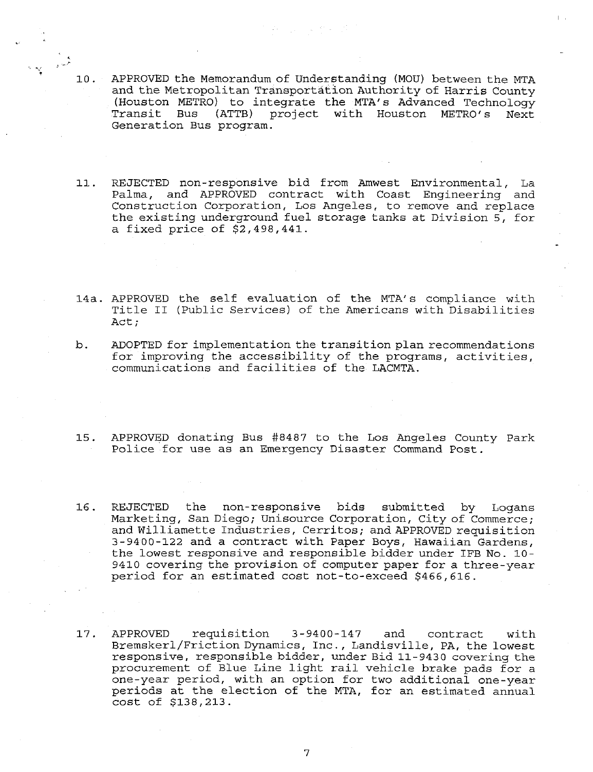10. APPROVED the Memorandum of Understanding (MOU) between the MTA and the Metropolitan Transportation Authority of Harris County (Houston METRO) to integrate the MTA's Advanced Technology Transit Bus (ATTB) project with Houston METRO's Next Generation Bus program.

11. REJECTED non-responsive bid from Amwest Environmental, La Palma, and APPROVED contract with Coast Engineering and Construction Corporation, Los Angeles, to remove and replace the existing underground fuel storage tanks at Division 5, for a fixed price of $2,498,441.

14a. APPROVED the self evaluation of the MTA's compliance with Title II (Public Services) of the Americans with Disabilities Act;

b. ADOPTED for implementation the transition plan recommendations for improving the accessibility of the programs, activities, communications and facilities of the LACMTA.

15. APPROVED donating Bus #8487 to the Los Angeles County Park Police for use as an Emergency Disaster Command Post.

16. REJECTED the non-responsive bids submitted by Logans Marketing, San Diego; Unisource Corporation, City of Commerce; and Williamette Industries, Cerritos; and APPROVED requisition 3-9400-122 and a contract with Paper Boys, Hawaiian Gardens, the lowest responsive and responsible bidder under IFB No. 10-9410 covering the provision of computer paper for a three-year period for an estimated cost not-to-exceed $466,616.

17. APPROVED requisition 3-9400-147 and contract with Bremskerl/Friction Dynamics, Inc., Landisville, PA, the lowest responsive, responsible bidder, under Bid 11-9430 covering the procurement of Blue Line light rail vehicle brake pads for a one-year period, with an option for two additional one-year periods at the election of the MTA, for an estimated annual cost of $138,213.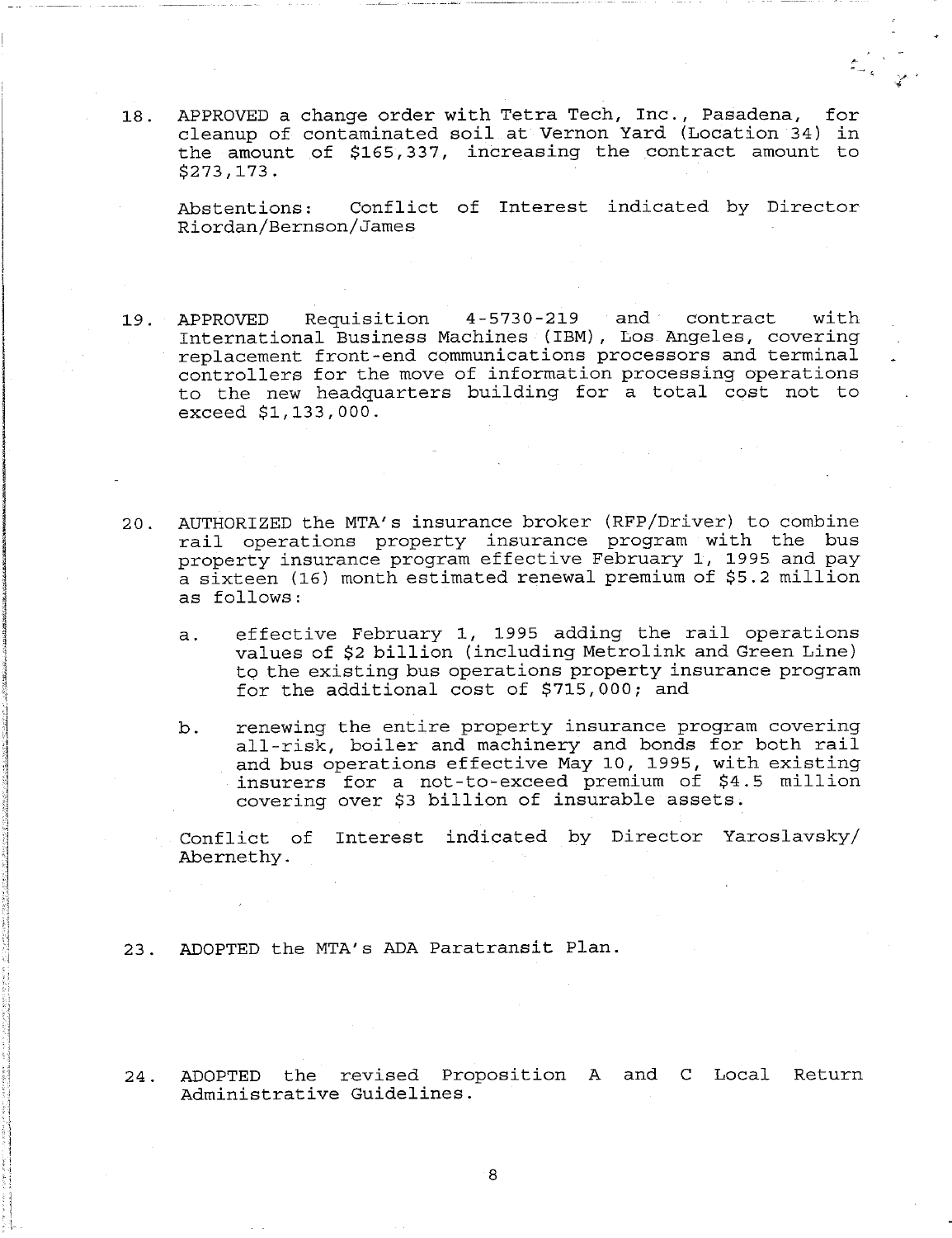18. APPROVED a change order with Tetra Tech, Inc., Pasadena, for cleanup of contaminated soil at Vernon Yard (Location 34) in the amount of $165,337, increasing the contract amount to $273,173.

    Abstentions: Conflict of Interest indicated by Director Riordan/Bernson/James

19. APPROVED Requisition 4-5730-219 and contract with International Business Machines (IBM), Los Angeles, covering replacement front-end communications processors and terminal controllers for the move of information processing operations to the new headquarters building for a total cost not to exceed $1,133,000.

20. AUTHORIZED the MTA's insurance broker (RFP/Driver) to combine rail operations property insurance program with the bus property insurance program effective February 1, 1995 and pay a sixteen (16) month estimated renewal premium of $5.2 million as follows:

    a. effective February 1, 1995 adding the rail operations values of $2 billion (including Metrolink and Green Line) to the existing bus operations property insurance program for the additional cost of $715,000; and

    b. renewing the entire property insurance program covering all-risk, boiler and machinery and bonds for both rail and bus operations effective May 10, 1995, with existing insurers for a not-to-exceed premium of $4.5 million covering over $3 billion of insurable assets.

    Conflict of Interest indicated by Director Yaroslavsky/Abernethy.

23. ADOPTED the MTA's ADA Paratransit Plan.

24. ADOPTED the revised Proposition A and C Local Return Administrative Guidelines.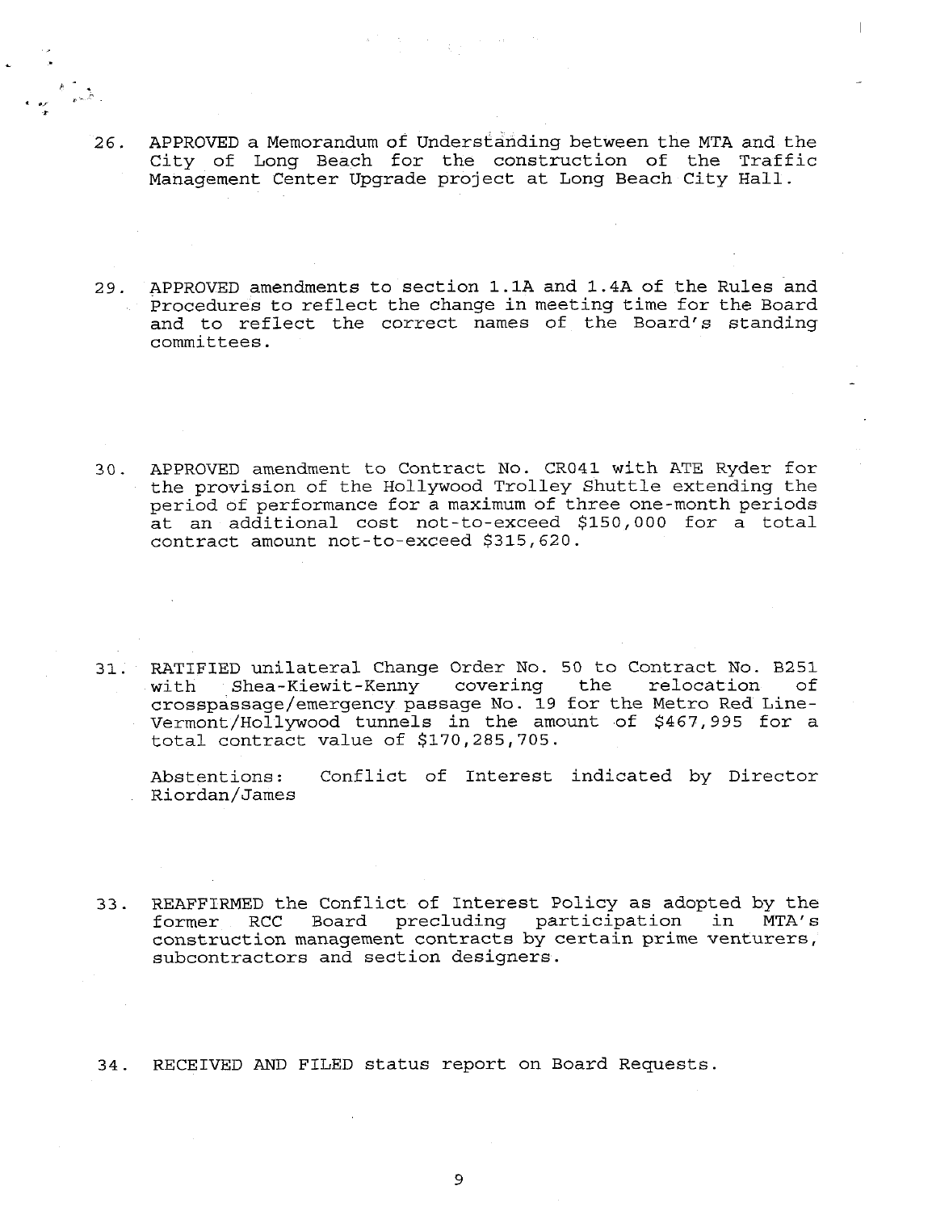26. APPROVED a Memorandum of Understanding between the MTA and the City of Long Beach for the construction of the Traffic Management Center Upgrade project at Long Beach City Hall.

29. APPROVED amendments to section 1.1A and 1.4A of the Rules and Procedures to reflect the change in meeting time for the Board and to reflect the correct names of the Board's standing committees.

30. APPROVED amendment to Contract No. CR041 with ATE Ryder for the provision of the Hollywood Trolley Shuttle extending the period of performance for a maximum of three one-month periods at an additional cost not-to-exceed $150,000 for a total contract amount not-to-exceed $315,620.

31. RATIFIED unilateral Change Order No. 50 to Contract No. B251 with Shea-Kiewit-Kenny covering the relocation of crosspassage/emergency passage No. 19 for the Metro Red Line-Vermont/Hollywood tunnels in the amount of $467,995 for a total contract value of $170,285,705.

    Abstentions: Conflict of Interest indicated by Director Riordan/James

33. REAFFIRMED the Conflict of Interest Policy as adopted by the former RCC Board precluding participation in MTA's construction management contracts by certain prime venturers, subcontractors and section designers.

34. RECEIVED AND FILED status report on Board Requests.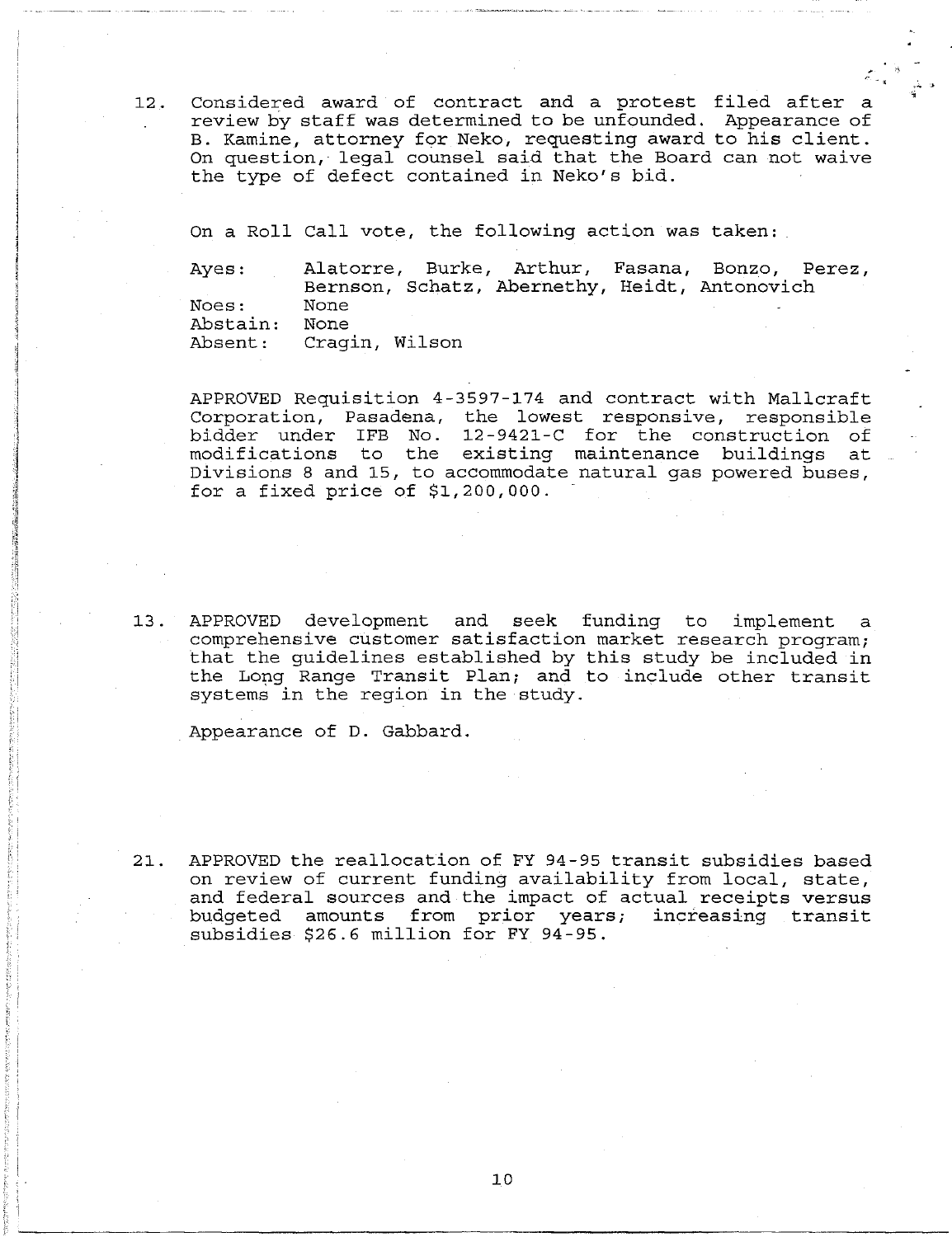12. Considered award of contract and a protest filed after a review by staff was determined to be unfounded. Appearance of B. Kamine, attorney for Neko, requesting award to his client. On question, legal counsel said that the Board can not waive the type of defect contained in Neko's bid.

    On a Roll Call vote, the following action was taken:

    | | |
    |---|---|
    | Ayes: | Alatorre, Burke, Arthur, Fasana, Bonzo, Perez, Bernson, Schatz, Abernethy, Heidt, Antonovich |
    | Noes: | None |
    | Abstain: | None |
    | Absent: | Cragin, Wilson |

    APPROVED Requisition 4-3597-174 and contract with Mallcraft Corporation, Pasadena, the lowest responsive, responsible bidder under IFB No. 12-9421-C for the construction of modifications to the existing maintenance buildings at Divisions 8 and 15, to accommodate natural gas powered buses, for a fixed price of $1,200,000.

13. APPROVED development and seek funding to implement a comprehensive customer satisfaction market research program; that the guidelines established by this study be included in the Long Range Transit Plan; and to include other transit systems in the region in the study.

    Appearance of D. Gabbard.

21. APPROVED the reallocation of FY 94-95 transit subsidies based on review of current funding availability from local, state, and federal sources and the impact of actual receipts versus budgeted amounts from prior years; increasing transit subsidies $26.6 million for FY 94-95.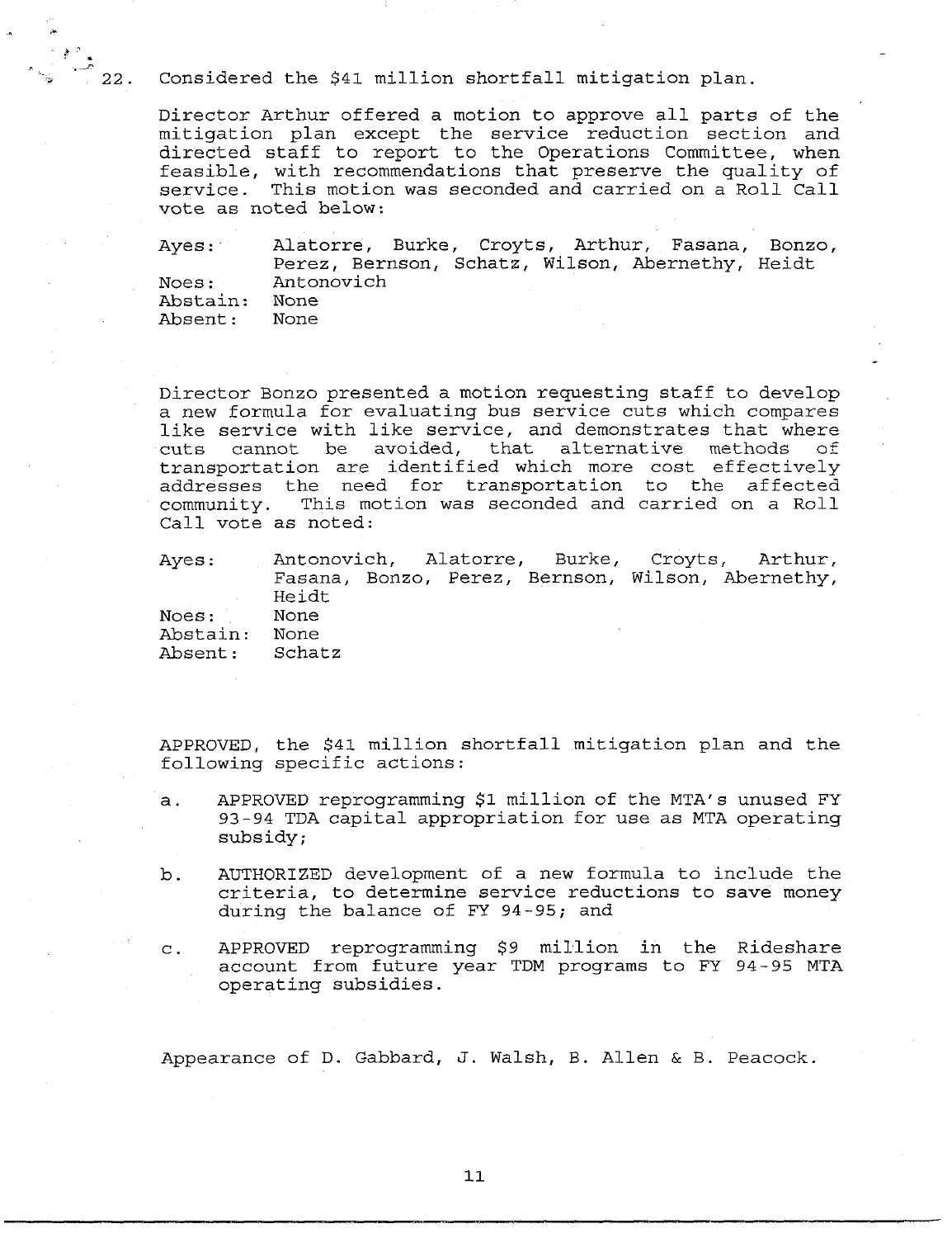22. Considered the $41 million shortfall mitigation plan.

Director Arthur offered a motion to approve all parts of the mitigation plan except the service reduction section and directed staff to report to the Operations Committee, when feasible, with recommendations that preserve the quality of service. This motion was seconded and carried on a Roll Call vote as noted below:

| | |
|---|---|
| Ayes: | Alatorre, Burke, Croyts, Arthur, Fasana, Bonzo, Perez, Bernson, Schatz, Wilson, Abernethy, Heidt |
| Noes: | Antonovich |
| Abstain: | None |
| Absent: | None |

Director Bonzo presented a motion requesting staff to develop a new formula for evaluating bus service cuts which compares like service with like service, and demonstrates that where cuts cannot be avoided, that alternative methods of transportation are identified which more cost effectively addresses the need for transportation to the affected community. This motion was seconded and carried on a Roll Call vote as noted:

| | |
|---|---|
| Ayes: | Antonovich, Alatorre, Burke, Croyts, Arthur, Fasana, Bonzo, Perez, Bernson, Wilson, Abernethy, Heidt |
| Noes: | None |
| Abstain: | None |
| Absent: | Schatz |

APPROVED, the $41 million shortfall mitigation plan and the following specific actions:

a. APPROVED reprogramming $1 million of the MTA's unused FY 93-94 TDA capital appropriation for use as MTA operating subsidy;

b. AUTHORIZED development of a new formula to include the criteria, to determine service reductions to save money during the balance of FY 94-95; and

c. APPROVED reprogramming $9 million in the Rideshare account from future year TDM programs to FY 94-95 MTA operating subsidies.

Appearance of D. Gabbard, J. Walsh, B. Allen & B. Peacock.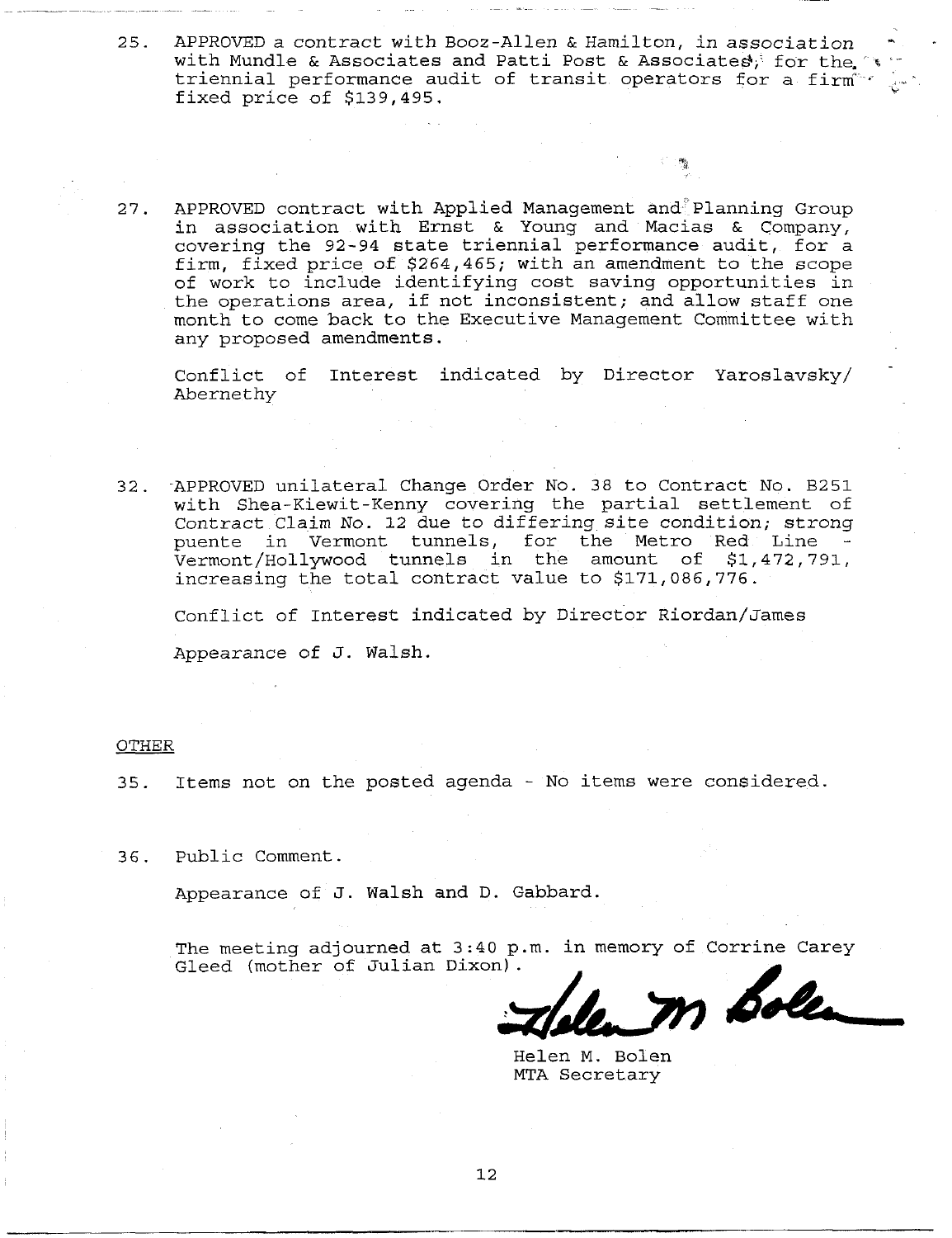25. APPROVED a contract with Booz-Allen & Hamilton, in association with Mundle & Associates and Patti Post & Associates, for the triennial performance audit of transit operators for a firm fixed price of $139,495.

27. APPROVED contract with Applied Management and Planning Group in association with Ernst & Young and Macias & Company, covering the 92-94 state triennial performance audit, for a firm, fixed price of $264,465; with an amendment to the scope of work to include identifying cost saving opportunities in the operations area, if not inconsistent; and allow staff one month to come back to the Executive Management Committee with any proposed amendments.

    Conflict of Interest indicated by Director Yaroslavsky/ Abernethy

32. APPROVED unilateral Change Order No. 38 to Contract No. B251 with Shea-Kiewit-Kenny covering the partial settlement of Contract Claim No. 12 due to differing site condition; strong puente in Vermont tunnels, for the Metro Red Line - Vermont/Hollywood tunnels in the amount of $1,472,791, increasing the total contract value to $171,086,776.

    Conflict of Interest indicated by Director Riordan/James

    Appearance of J. Walsh.

OTHER

35. Items not on the posted agenda - No items were considered.

36. Public Comment.

    Appearance of J. Walsh and D. Gabbard.

The meeting adjourned at 3:40 p.m. in memory of Corrine Carey Gleed (mother of Julian Dixon).

Helen M. Bolen
MTA Secretary